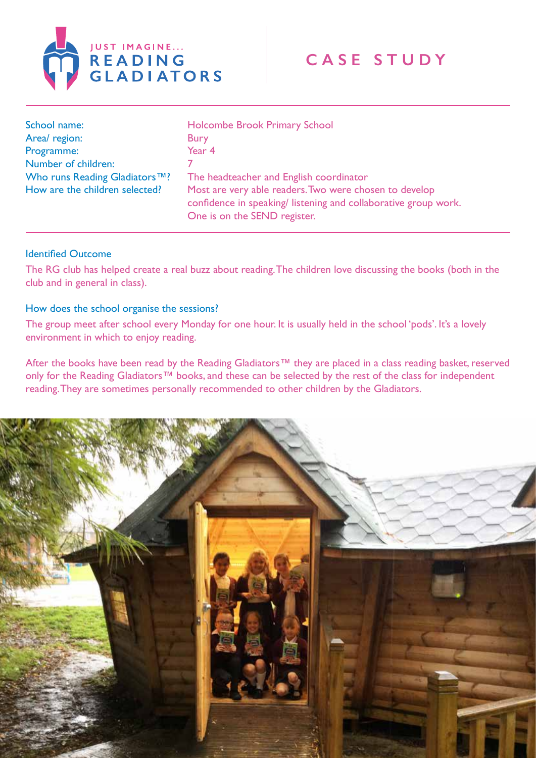JUST IMAGINE...
READING GLADIATORS

# CASE STUDY

| | |
|---|---|
| School name: | Holcombe Brook Primary School |
| Area/ region: | Bury |
| Programme: | Year 4 |
| Number of children: | 7 |
| Who runs Reading Gladiators™? | The headteacher and English coordinator |
| How are the children selected? | Most are very able readers. Two were chosen to develop confidence in speaking/ listening and collaborative group work. One is on the SEND register. |

### Identified Outcome

The RG club has helped create a real buzz about reading. The children love discussing the books (both in the club and in general in class).

### How does the school organise the sessions?

The group meet after school every Monday for one hour. It is usually held in the school 'pods'. It's a lovely environment in which to enjoy reading.

After the books have been read by the Reading Gladiators™ they are placed in a class reading basket, reserved only for the Reading Gladiators™ books, and these can be selected by the rest of the class for independent reading. They are sometimes personally recommended to other children by the Gladiators.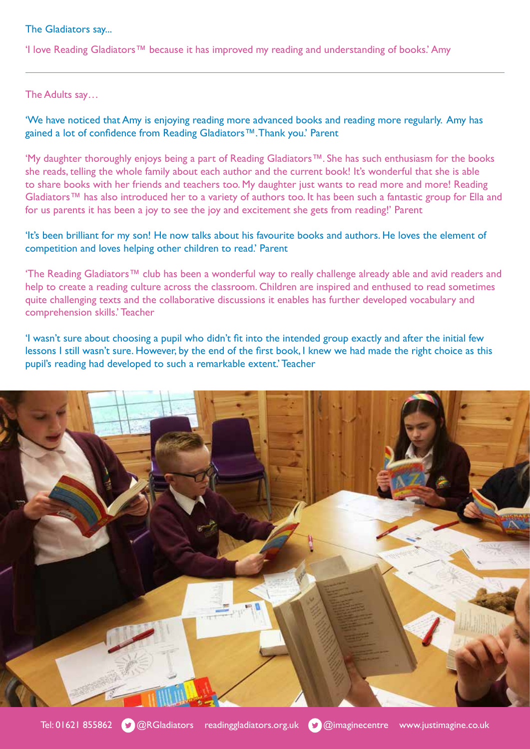The Gladiators say...

'I love Reading Gladiators™ because it has improved my reading and understanding of books.' Amy

---

The Adults say…

'We have noticed that Amy is enjoying reading more advanced books and reading more regularly. Amy has gained a lot of confidence from Reading Gladiators™. Thank you.' Parent

'My daughter thoroughly enjoys being a part of Reading Gladiators™. She has such enthusiasm for the books she reads, telling the whole family about each author and the current book! It's wonderful that she is able to share books with her friends and teachers too. My daughter just wants to read more and more! Reading Gladiators™ has also introduced her to a variety of authors too. It has been such a fantastic group for Ella and for us parents it has been a joy to see the joy and excitement she gets from reading!' Parent

'It's been brilliant for my son! He now talks about his favourite books and authors. He loves the element of competition and loves helping other children to read.' Parent

'The Reading Gladiators™ club has been a wonderful way to really challenge already able and avid readers and help to create a reading culture across the classroom. Children are inspired and enthused to read sometimes quite challenging texts and the collaborative discussions it enables has further developed vocabulary and comprehension skills.' Teacher

'I wasn't sure about choosing a pupil who didn't fit into the intended group exactly and after the initial few lessons I still wasn't sure. However, by the end of the first book, I knew we had made the right choice as this pupil's reading had developed to such a remarkable extent.' Teacher

Tel: 01621 855862 @RGladiators readinggladiators.org.uk @imaginecentre www.justimagine.co.uk